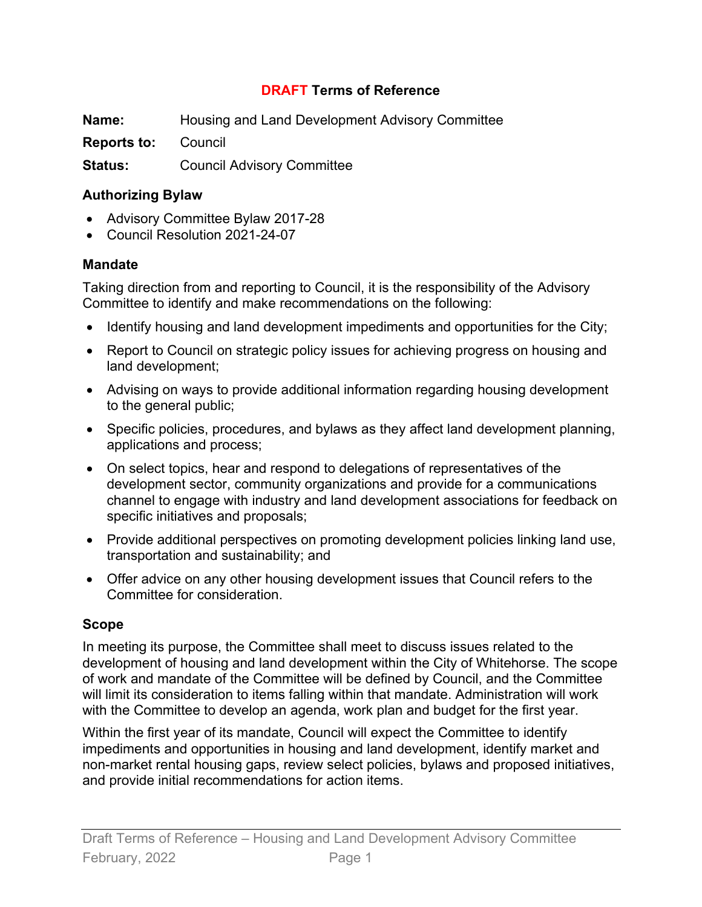# DRAFT Terms of Reference

**Name:** Housing and Land Development Advisory Committee

**Reports to:** Council

**Status:** Council Advisory Committee

## Authorizing Bylaw

- Advisory Committee Bylaw 2017-28
- Council Resolution 2021-24-07

## Mandate

Taking direction from and reporting to Council, it is the responsibility of the Advisory Committee to identify and make recommendations on the following:

- Identify housing and land development impediments and opportunities for the City;
- Report to Council on strategic policy issues for achieving progress on housing and land development;
- Advising on ways to provide additional information regarding housing development to the general public;
- Specific policies, procedures, and bylaws as they affect land development planning, applications and process;
- On select topics, hear and respond to delegations of representatives of the development sector, community organizations and provide for a communications channel to engage with industry and land development associations for feedback on specific initiatives and proposals;
- Provide additional perspectives on promoting development policies linking land use, transportation and sustainability; and
- Offer advice on any other housing development issues that Council refers to the Committee for consideration.

## Scope

In meeting its purpose, the Committee shall meet to discuss issues related to the development of housing and land development within the City of Whitehorse. The scope of work and mandate of the Committee will be defined by Council, and the Committee will limit its consideration to items falling within that mandate. Administration will work with the Committee to develop an agenda, work plan and budget for the first year.

Within the first year of its mandate, Council will expect the Committee to identify impediments and opportunities in housing and land development, identify market and non-market rental housing gaps, review select policies, bylaws and proposed initiatives, and provide initial recommendations for action items.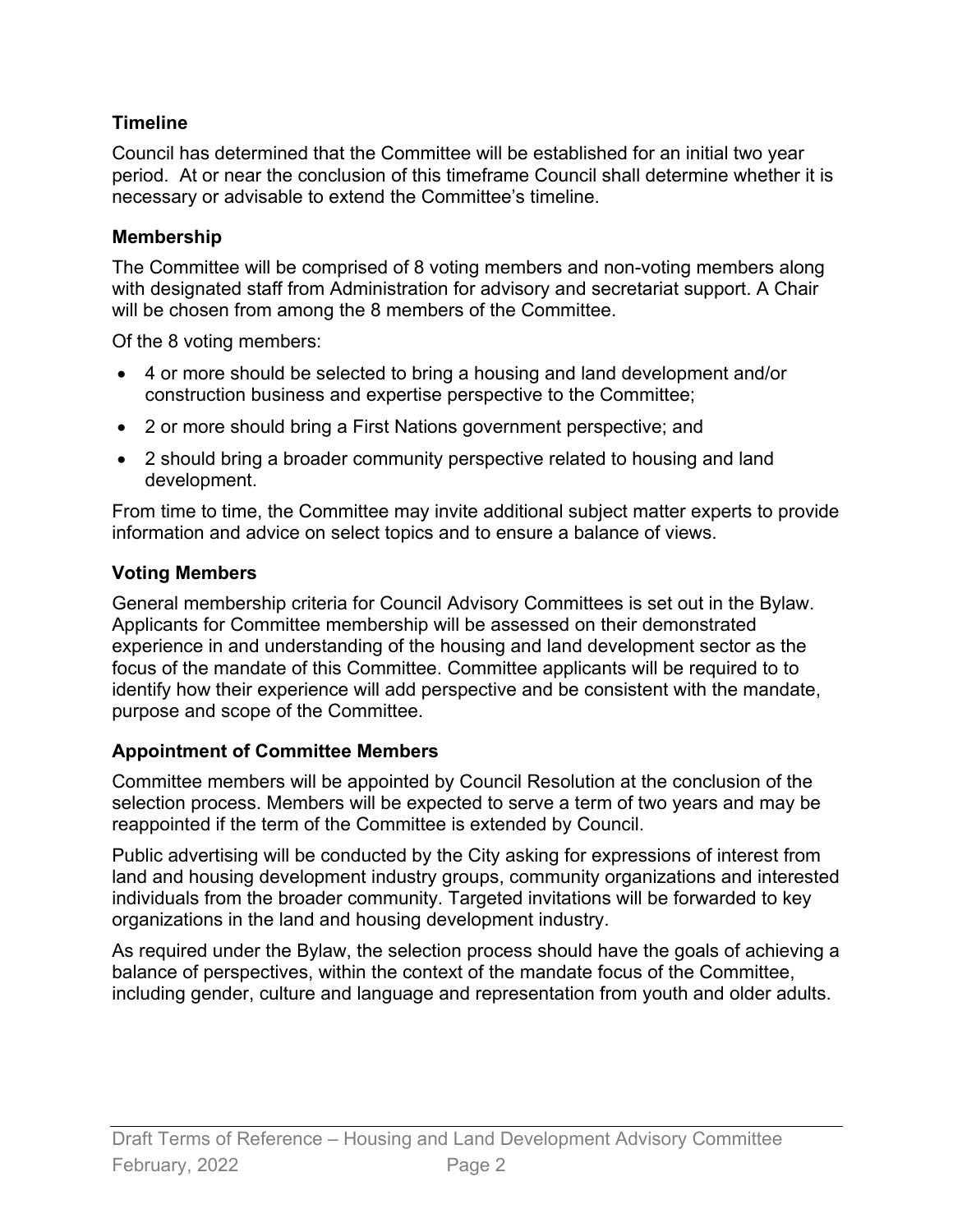### Timeline

Council has determined that the Committee will be established for an initial two year period. At or near the conclusion of this timeframe Council shall determine whether it is necessary or advisable to extend the Committee's timeline.

### Membership

The Committee will be comprised of 8 voting members and non-voting members along with designated staff from Administration for advisory and secretariat support. A Chair will be chosen from among the 8 members of the Committee.

Of the 8 voting members:

- 4 or more should be selected to bring a housing and land development and/or construction business and expertise perspective to the Committee;
- 2 or more should bring a First Nations government perspective; and
- 2 should bring a broader community perspective related to housing and land development.

From time to time, the Committee may invite additional subject matter experts to provide information and advice on select topics and to ensure a balance of views.

### Voting Members

General membership criteria for Council Advisory Committees is set out in the Bylaw. Applicants for Committee membership will be assessed on their demonstrated experience in and understanding of the housing and land development sector as the focus of the mandate of this Committee. Committee applicants will be required to to identify how their experience will add perspective and be consistent with the mandate, purpose and scope of the Committee.

### Appointment of Committee Members

Committee members will be appointed by Council Resolution at the conclusion of the selection process. Members will be expected to serve a term of two years and may be reappointed if the term of the Committee is extended by Council.

Public advertising will be conducted by the City asking for expressions of interest from land and housing development industry groups, community organizations and interested individuals from the broader community. Targeted invitations will be forwarded to key organizations in the land and housing development industry.

As required under the Bylaw, the selection process should have the goals of achieving a balance of perspectives, within the context of the mandate focus of the Committee, including gender, culture and language and representation from youth and older adults.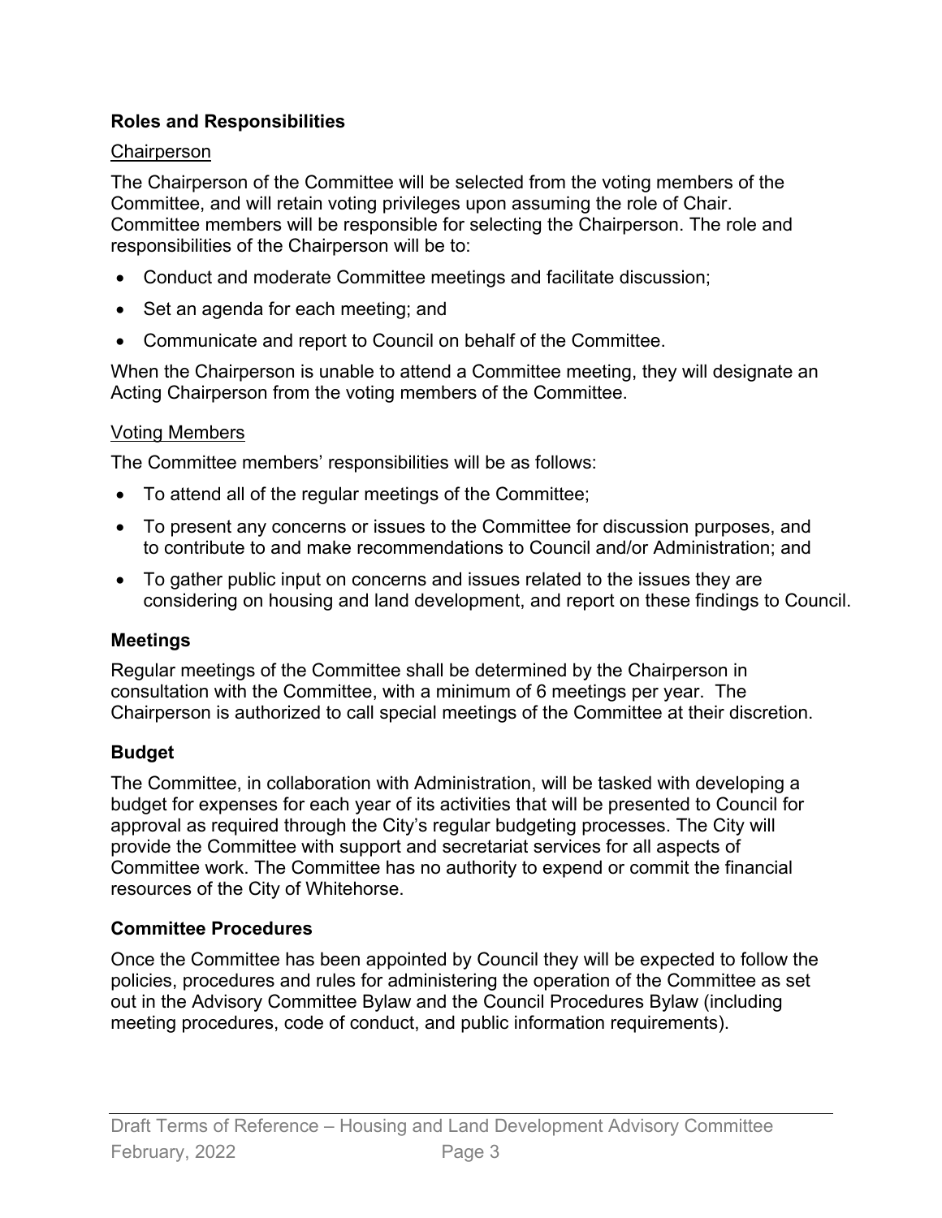**Roles and Responsibilities**

Chairperson

The Chairperson of the Committee will be selected from the voting members of the Committee, and will retain voting privileges upon assuming the role of Chair. Committee members will be responsible for selecting the Chairperson. The role and responsibilities of the Chairperson will be to:

- Conduct and moderate Committee meetings and facilitate discussion;
- Set an agenda for each meeting; and
- Communicate and report to Council on behalf of the Committee.

When the Chairperson is unable to attend a Committee meeting, they will designate an Acting Chairperson from the voting members of the Committee.

Voting Members

The Committee members' responsibilities will be as follows:

- To attend all of the regular meetings of the Committee;
- To present any concerns or issues to the Committee for discussion purposes, and to contribute to and make recommendations to Council and/or Administration; and
- To gather public input on concerns and issues related to the issues they are considering on housing and land development, and report on these findings to Council.

**Meetings**

Regular meetings of the Committee shall be determined by the Chairperson in consultation with the Committee, with a minimum of 6 meetings per year. The Chairperson is authorized to call special meetings of the Committee at their discretion.

**Budget**

The Committee, in collaboration with Administration, will be tasked with developing a budget for expenses for each year of its activities that will be presented to Council for approval as required through the City's regular budgeting processes. The City will provide the Committee with support and secretariat services for all aspects of Committee work. The Committee has no authority to expend or commit the financial resources of the City of Whitehorse.

**Committee Procedures**

Once the Committee has been appointed by Council they will be expected to follow the policies, procedures and rules for administering the operation of the Committee as set out in the Advisory Committee Bylaw and the Council Procedures Bylaw (including meeting procedures, code of conduct, and public information requirements).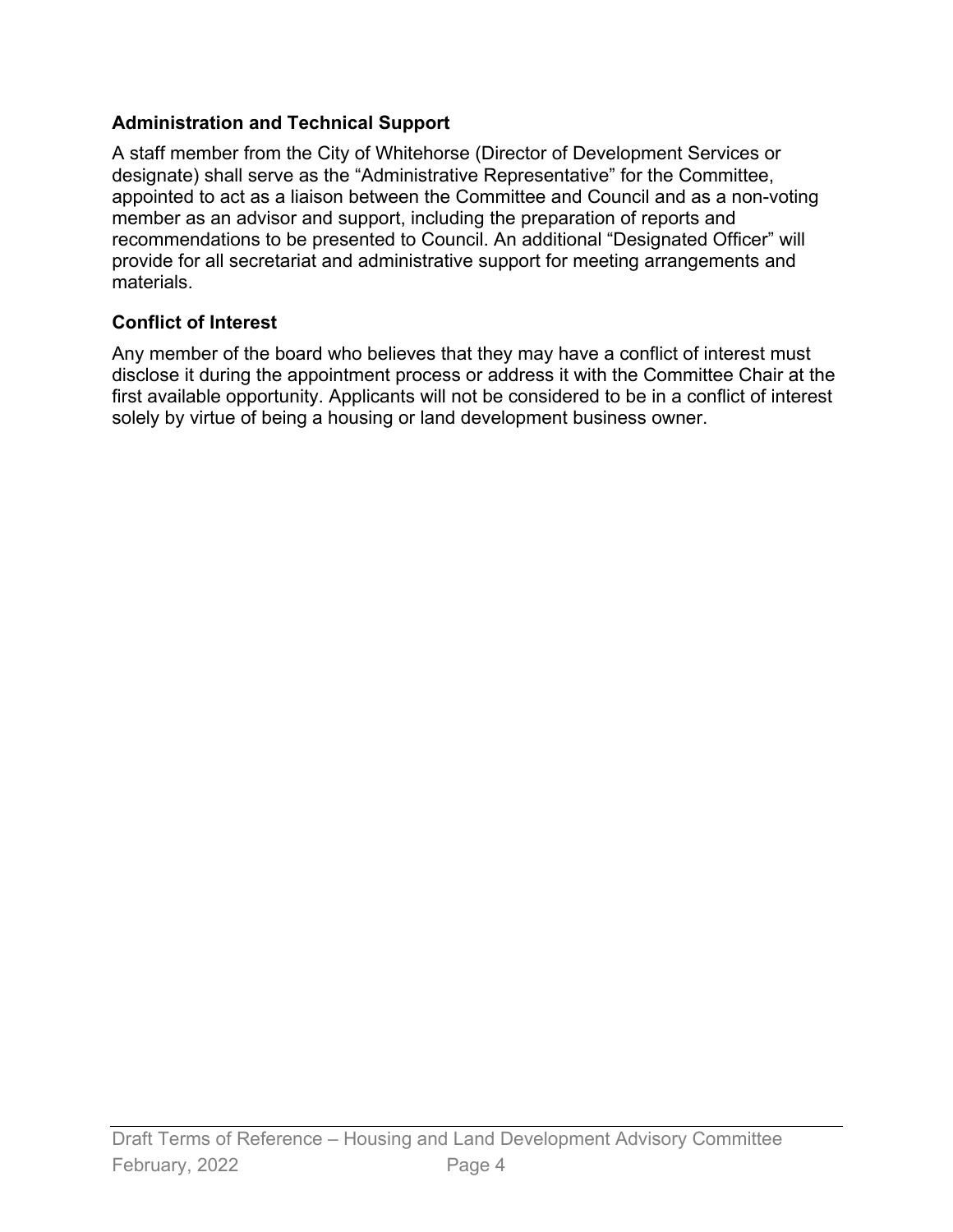## Administration and Technical Support

A staff member from the City of Whitehorse (Director of Development Services or designate) shall serve as the "Administrative Representative" for the Committee, appointed to act as a liaison between the Committee and Council and as a non-voting member as an advisor and support, including the preparation of reports and recommendations to be presented to Council. An additional "Designated Officer" will provide for all secretariat and administrative support for meeting arrangements and materials.

## Conflict of Interest

Any member of the board who believes that they may have a conflict of interest must disclose it during the appointment process or address it with the Committee Chair at the first available opportunity. Applicants will not be considered to be in a conflict of interest solely by virtue of being a housing or land development business owner.